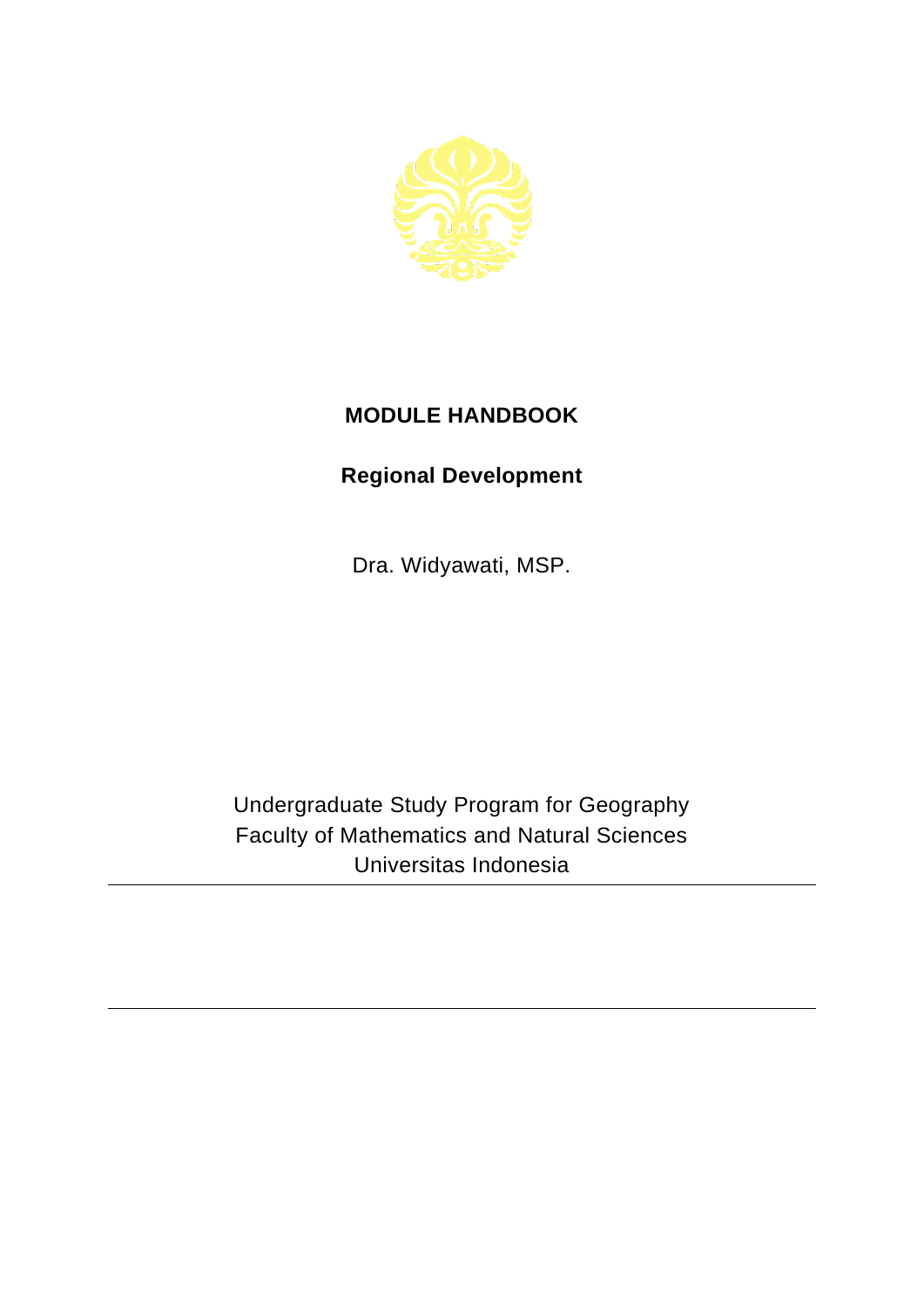# MODULE HANDBOOK

## Regional Development

Dra. Widyawati, MSP.

Undergraduate Study Program for Geography
Faculty of Mathematics and Natural Sciences
Universitas Indonesia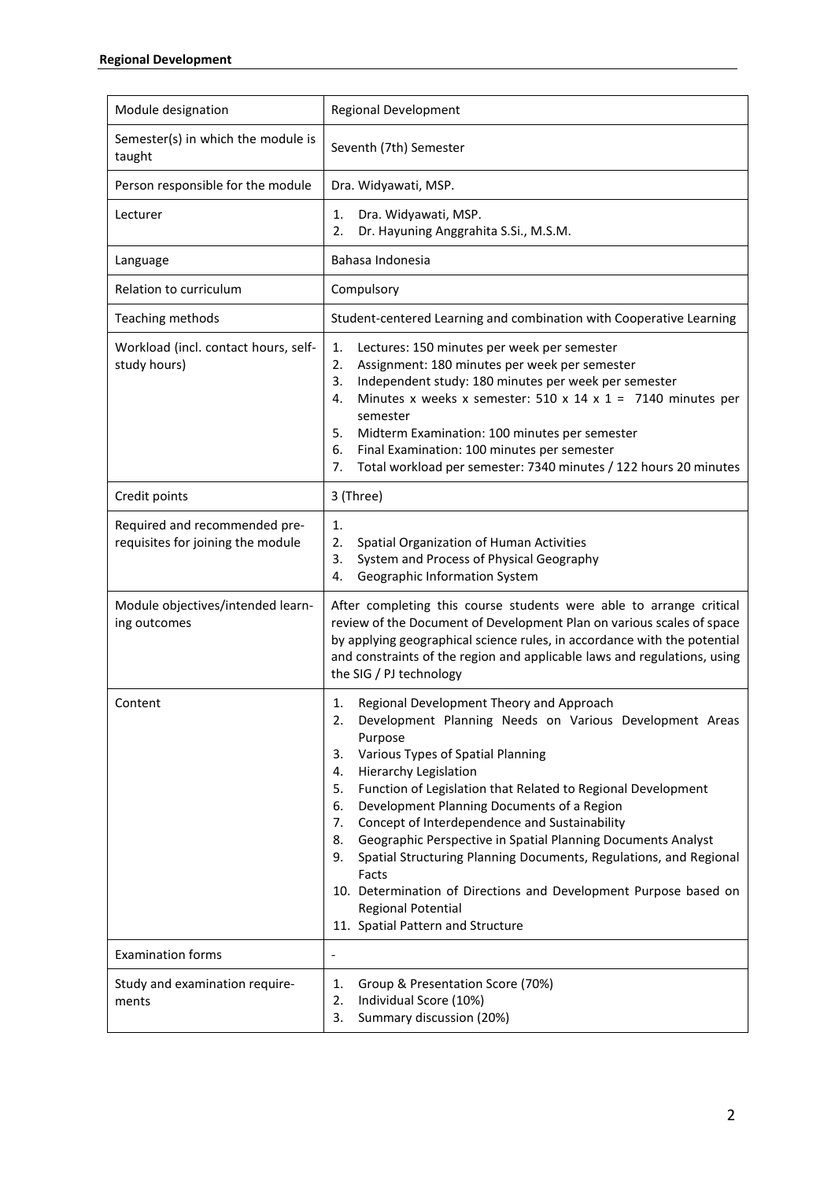**Regional Development**

| Module designation | Regional Development |
| --- | --- |
| Semester(s) in which the module is taught | Seventh (7th) Semester |
| Person responsible for the module | Dra. Widyawati, MSP. |
| Lecturer | 1. Dra. Widyawati, MSP.<br>2. Dr. Hayuning Anggrahita S.Si., M.S.M. |
| Language | Bahasa Indonesia |
| Relation to curriculum | Compulsory |
| Teaching methods | Student-centered Learning and combination with Cooperative Learning |
| Workload (incl. contact hours, self-study hours) | 1. Lectures: 150 minutes per week per semester<br>2. Assignment: 180 minutes per week per semester<br>3. Independent study: 180 minutes per week per semester<br>4. Minutes x weeks x semester: 510 x 14 x 1 = 7140 minutes per semester<br>5. Midterm Examination: 100 minutes per semester<br>6. Final Examination: 100 minutes per semester<br>7. Total workload per semester: 7340 minutes / 122 hours 20 minutes |
| Credit points | 3 (Three) |
| Required and recommended pre-requisites for joining the module | 1.<br>2. Spatial Organization of Human Activities<br>3. System and Process of Physical Geography<br>4. Geographic Information System |
| Module objectives/intended learning outcomes | After completing this course students were able to arrange critical review of the Document of Development Plan on various scales of space by applying geographical science rules, in accordance with the potential and constraints of the region and applicable laws and regulations, using the SIG / PJ technology |
| Content | 1. Regional Development Theory and Approach<br>2. Development Planning Needs on Various Development Areas Purpose<br>3. Various Types of Spatial Planning<br>4. Hierarchy Legislation<br>5. Function of Legislation that Related to Regional Development<br>6. Development Planning Documents of a Region<br>7. Concept of Interdependence and Sustainability<br>8. Geographic Perspective in Spatial Planning Documents Analyst<br>9. Spatial Structuring Planning Documents, Regulations, and Regional Facts<br>10. Determination of Directions and Development Purpose based on Regional Potential<br>11. Spatial Pattern and Structure |
| Examination forms | - |
| Study and examination requirements | 1. Group & Presentation Score (70%)<br>2. Individual Score (10%)<br>3. Summary discussion (20%) |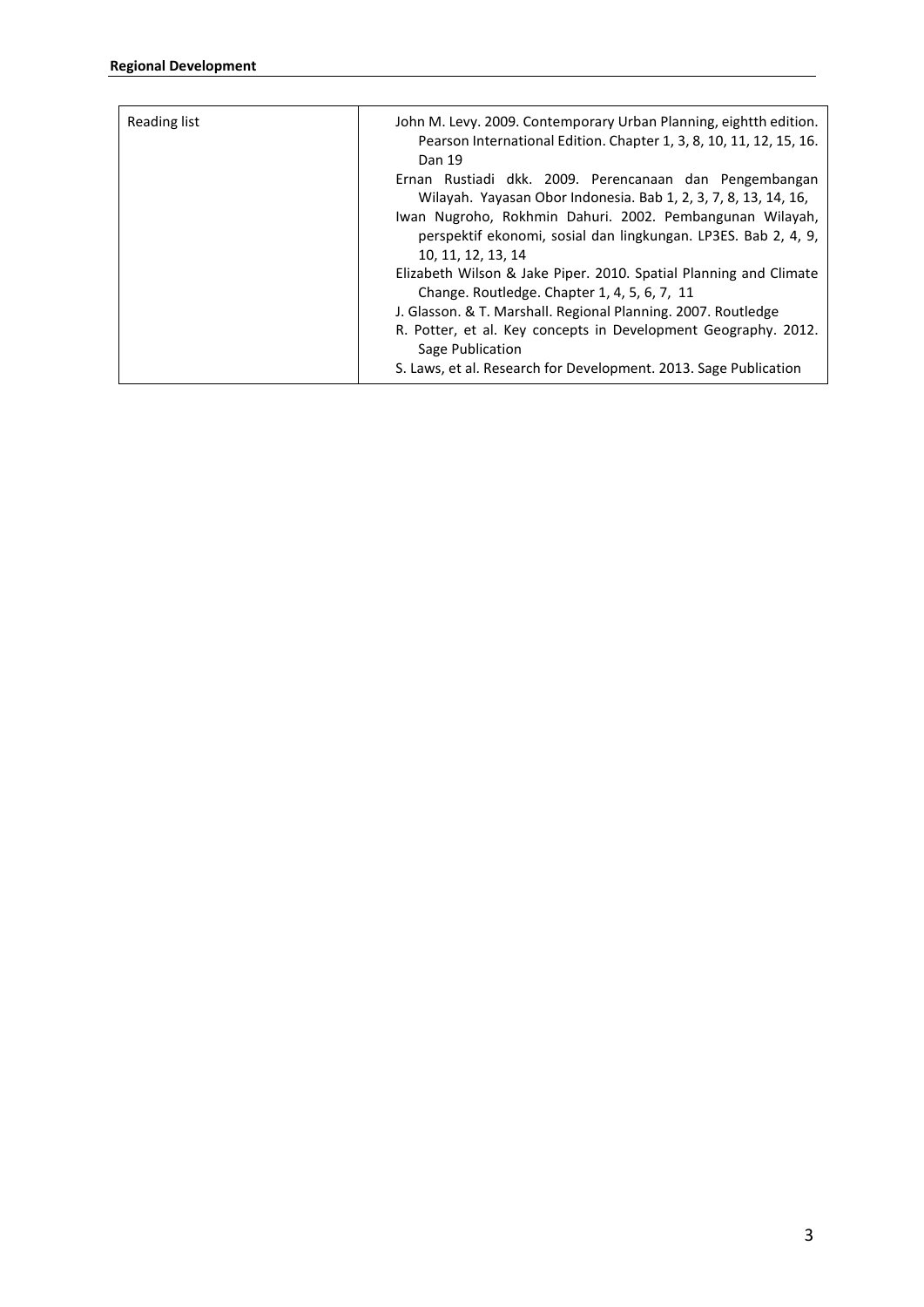| | |
|---|---|
| Reading list | John M. Levy. 2009. Contemporary Urban Planning, eightth edition. Pearson International Edition. Chapter 1, 3, 8, 10, 11, 12, 15, 16. Dan 19<br>Ernan Rustiadi dkk. 2009. Perencanaan dan Pengembangan Wilayah. Yayasan Obor Indonesia. Bab 1, 2, 3, 7, 8, 13, 14, 16,<br>Iwan Nugroho, Rokhmin Dahuri. 2002. Pembangunan Wilayah, perspektif ekonomi, sosial dan lingkungan. LP3ES. Bab 2, 4, 9, 10, 11, 12, 13, 14<br>Elizabeth Wilson & Jake Piper. 2010. Spatial Planning and Climate Change. Routledge. Chapter 1, 4, 5, 6, 7, 11<br>J. Glasson. & T. Marshall. Regional Planning. 2007. Routledge<br>R. Potter, et al. Key concepts in Development Geography. 2012. Sage Publication<br>S. Laws, et al. Research for Development. 2013. Sage Publication |